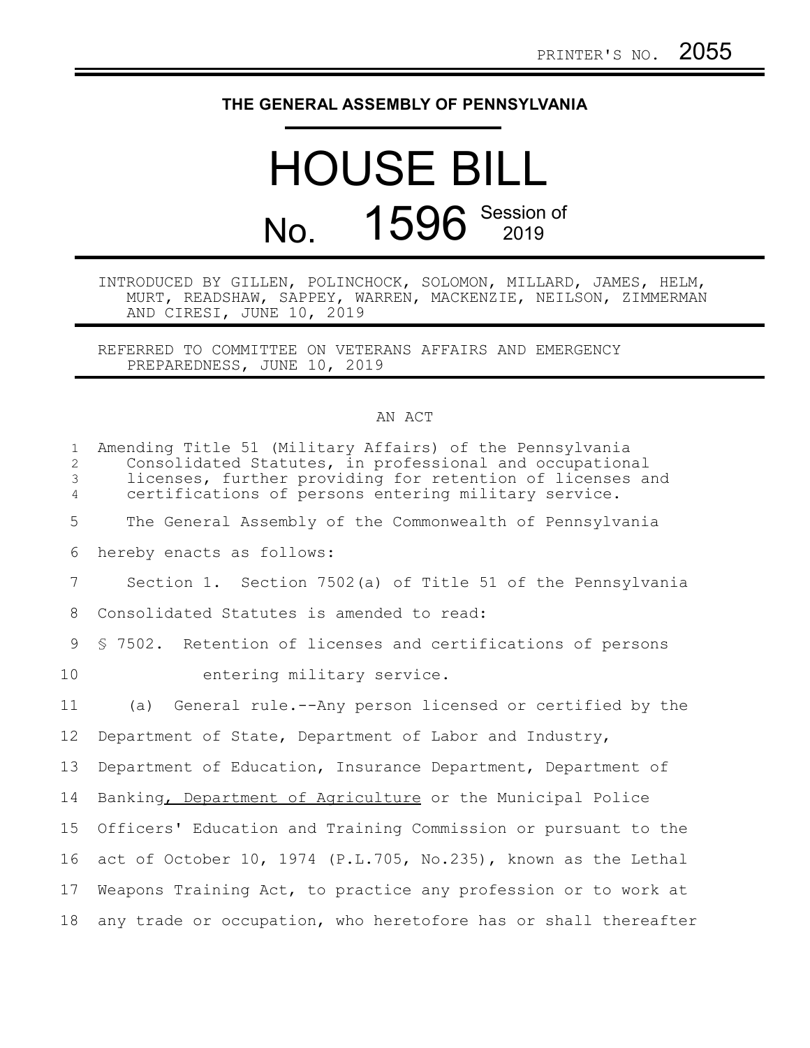PRINTER'S NO. 2055

**THE GENERAL ASSEMBLY OF PENNSYLVANIA**

# HOUSE BILL

# No. 1596 Session of 2019

INTRODUCED BY GILLEN, POLINCHOCK, SOLOMON, MILLARD, JAMES, HELM, MURT, READSHAW, SAPPEY, WARREN, MACKENZIE, NEILSON, ZIMMERMAN AND CIRESI, JUNE 10, 2019

REFERRED TO COMMITTEE ON VETERANS AFFAIRS AND EMERGENCY PREPAREDNESS, JUNE 10, 2019

AN ACT

Amending Title 51 (Military Affairs) of the Pennsylvania Consolidated Statutes, in professional and occupational licenses, further providing for retention of licenses and certifications of persons entering military service.

The General Assembly of the Commonwealth of Pennsylvania hereby enacts as follows:

Section 1. Section 7502(a) of Title 51 of the Pennsylvania Consolidated Statutes is amended to read:

§ 7502. Retention of licenses and certifications of persons entering military service.

(a) General rule.--Any person licensed or certified by the Department of State, Department of Labor and Industry, Department of Education, Insurance Department, Department of Banking<u>, Department of Agriculture</u> or the Municipal Police Officers' Education and Training Commission or pursuant to the act of October 10, 1974 (P.L.705, No.235), known as the Lethal Weapons Training Act, to practice any profession or to work at any trade or occupation, who heretofore has or shall thereafter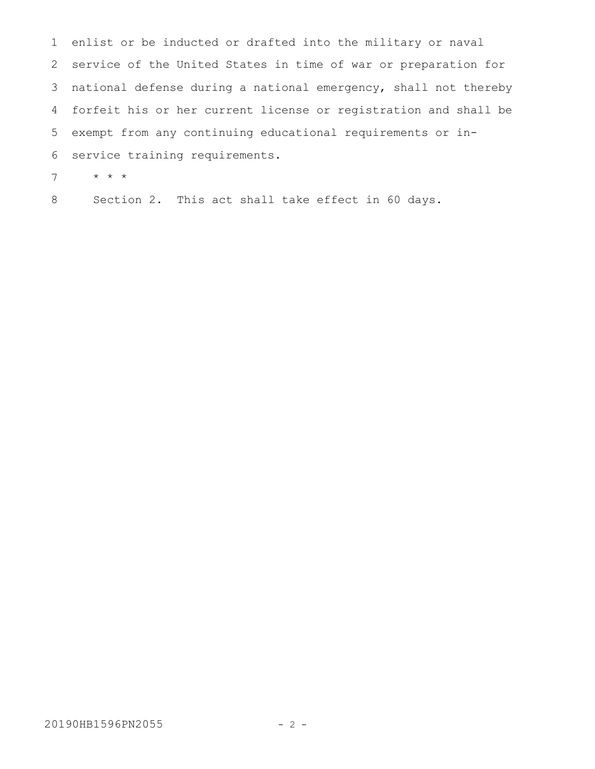enlist or be inducted or drafted into the military or naval service of the United States in time of war or preparation for national defense during a national emergency, shall not thereby forfeit his or her current license or registration and shall be exempt from any continuing educational requirements or in-service training requirements.

* * *

Section 2. This act shall take effect in 60 days.